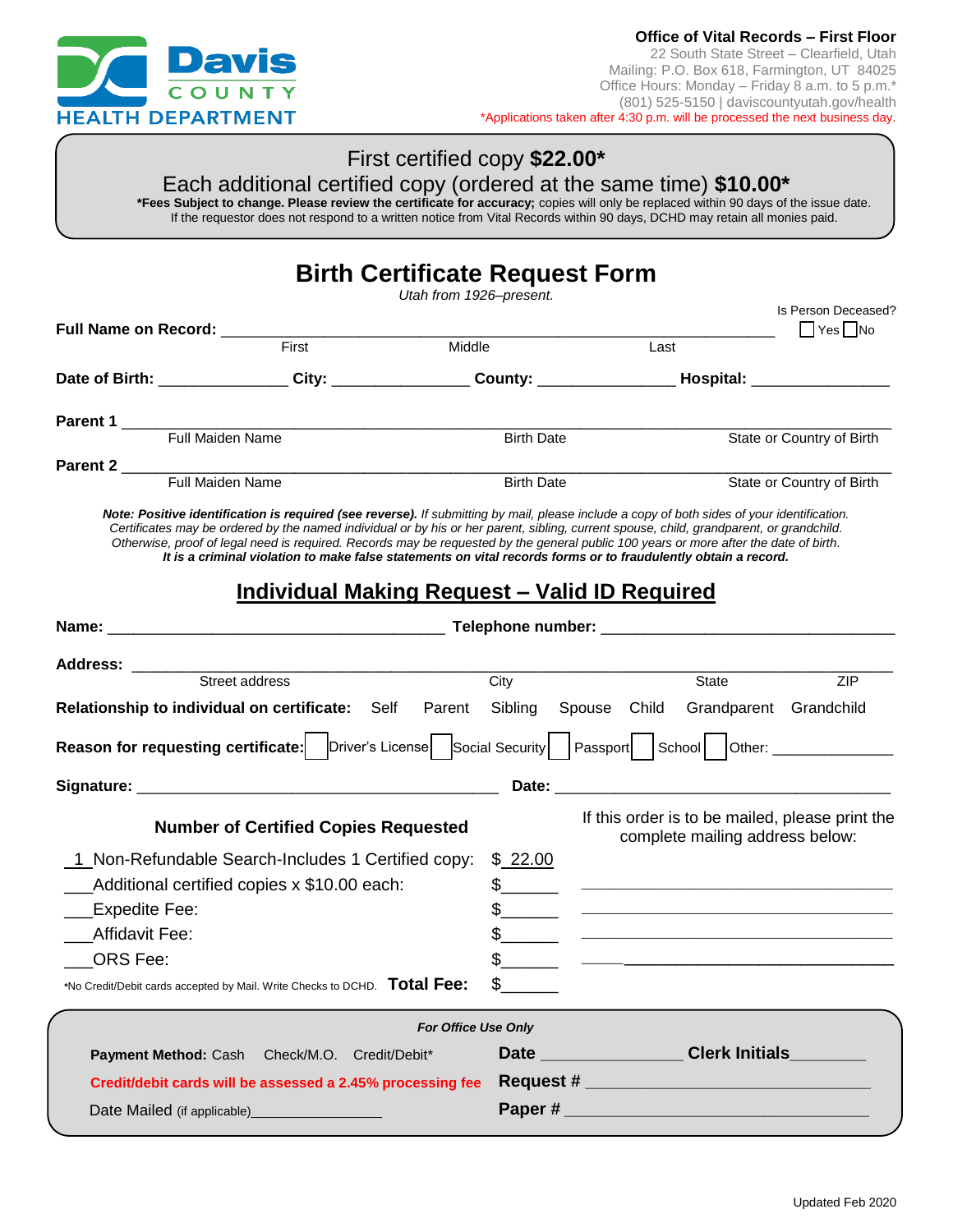Davis COUNTY HEALTH DEPARTMENT

**Office of Vital Records – First Floor**
22 South State Street – Clearfield, Utah
Mailing: P.O. Box 618, Farmington, UT 84025
Office Hours: Monday – Friday 8 a.m. to 5 p.m.*
(801) 525-5150 | daviscountyutah.gov/health
*Applications taken after 4:30 p.m. will be processed the next business day.

First certified copy **$22.00***
Each additional certified copy (ordered at the same time) **$10.00***
***Fees Subject to change. Please review the certificate for accuracy;** copies will only be replaced within 90 days of the issue date. If the requestor does not respond to a written notice from Vital Records within 90 days, DCHD may retain all monies paid.

# Birth Certificate Request Form

*Utah from 1926–present.*

Is Person Deceased? ☐ Yes ☐ No

**Full Name on Record:** ______________________________________________
First Middle Last

**Date of Birth:** _______________ **City:** _______________ **County:** _______________ **Hospital:** _______________

**Parent 1** ______________________________________________
Full Maiden Name Birth Date State or Country of Birth

**Parent 2** ______________________________________________
Full Maiden Name Birth Date State or Country of Birth

***Note: Positive identification is required (see reverse).*** *If submitting by mail, please include a copy of both sides of your identification. Certificates may be ordered by the named individual or by his or her parent, sibling, current spouse, child, grandparent, or grandchild. Otherwise, proof of legal need is required. Records may be requested by the general public 100 years or more after the date of birth.*
***It is a criminal violation to make false statements on vital records forms or to fraudulently obtain a record.***

## Individual Making Request – Valid ID Required

**Name:** ______________________________ **Telephone number:** ______________________________

**Address:** ______________________________________________
Street address City State ZIP

**Relationship to individual on certificate:** Self Parent Sibling Spouse Child Grandparent Grandchild

**Reason for requesting certificate:** ☐ Driver's License ☐ Social Security ☐ Passport ☐ School ☐ Other: _______________

**Signature:** ______________________________ **Date:** ______________________________

**Number of Certified Copies Requested**

| | |
|---|---|
| _1_ Non-Refundable Search-Includes 1 Certified copy: | $_22.00_ |
| ___Additional certified copies x $10.00 each: | $______ |
| ___Expedite Fee: | $______ |
| ___Affidavit Fee: | $______ |
| ___ORS Fee: | $______ |
| *No Credit/Debit cards accepted by Mail. Write Checks to DCHD. **Total Fee:** | $______ |

If this order is to be mailed, please print the complete mailing address below:

______________________________
______________________________
______________________________
______________________________

***For Office Use Only***

**Payment Method:** Cash Check/M.O. Credit/Debit*

**Credit/debit cards will be assessed a 2.45% processing fee**

Date Mailed (if applicable)_______________

**Date** _______________ **Clerk Initials**________

**Request #** ______________________________

**Paper #** ______________________________

Updated Feb 2020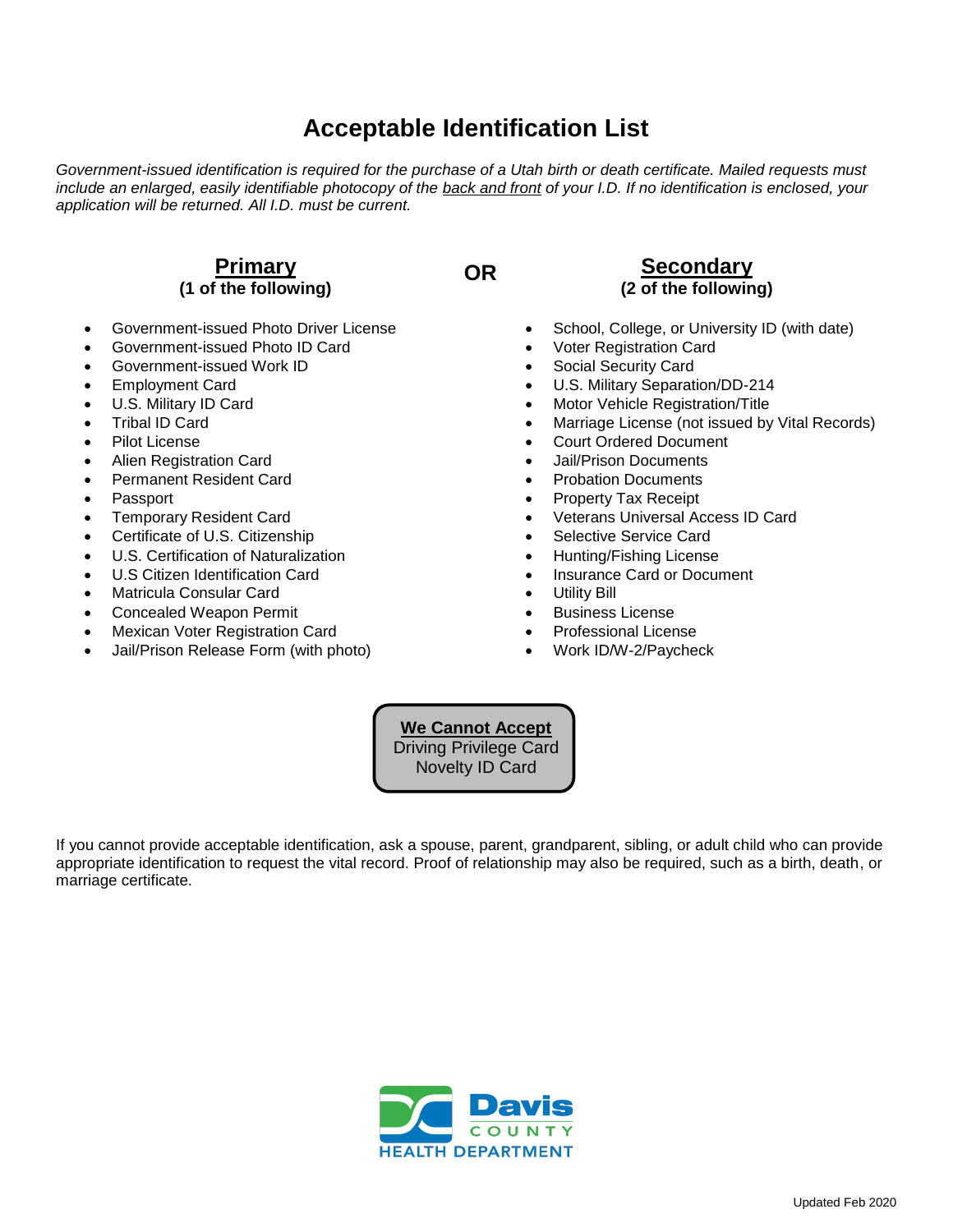# Acceptable Identification List

*Government-issued identification is required for the purchase of a Utah birth or death certificate. Mailed requests must include an enlarged, easily identifiable photocopy of the back and front of your I.D. If no identification is enclosed, your application will be returned. All I.D. must be current.*

## Primary
**(1 of the following)**

- Government-issued Photo Driver License
- Government-issued Photo ID Card
- Government-issued Work ID
- Employment Card
- U.S. Military ID Card
- Tribal ID Card
- Pilot License
- Alien Registration Card
- Permanent Resident Card
- Passport
- Temporary Resident Card
- Certificate of U.S. Citizenship
- U.S. Certification of Naturalization
- U.S Citizen Identification Card
- Matricula Consular Card
- Concealed Weapon Permit
- Mexican Voter Registration Card
- Jail/Prison Release Form (with photo)

**OR**

## Secondary
**(2 of the following)**

- School, College, or University ID (with date)
- Voter Registration Card
- Social Security Card
- U.S. Military Separation/DD-214
- Motor Vehicle Registration/Title
- Marriage License (not issued by Vital Records)
- Court Ordered Document
- Jail/Prison Documents
- Probation Documents
- Property Tax Receipt
- Veterans Universal Access ID Card
- Selective Service Card
- Hunting/Fishing License
- Insurance Card or Document
- Utility Bill
- Business License
- Professional License
- Work ID/W-2/Paycheck

**We Cannot Accept**
Driving Privilege Card
Novelty ID Card

If you cannot provide acceptable identification, ask a spouse, parent, grandparent, sibling, or adult child who can provide appropriate identification to request the vital record. Proof of relationship may also be required, such as a birth, death, or marriage certificate.

Davis COUNTY HEALTH DEPARTMENT

Updated Feb 2020